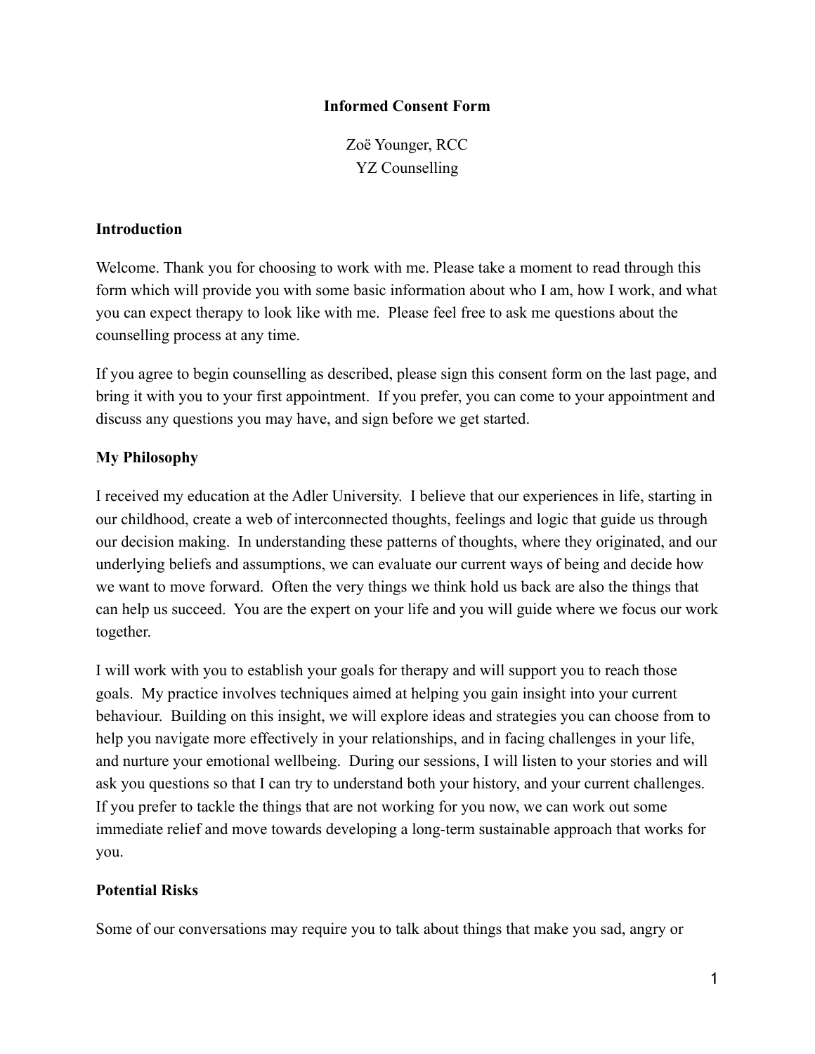# Informed Consent Form

Zoë Younger, RCC
YZ Counselling

## Introduction

Welcome. Thank you for choosing to work with me. Please take a moment to read through this form which will provide you with some basic information about who I am, how I work, and what you can expect therapy to look like with me. Please feel free to ask me questions about the counselling process at any time.

If you agree to begin counselling as described, please sign this consent form on the last page, and bring it with you to your first appointment. If you prefer, you can come to your appointment and discuss any questions you may have, and sign before we get started.

## My Philosophy

I received my education at the Adler University. I believe that our experiences in life, starting in our childhood, create a web of interconnected thoughts, feelings and logic that guide us through our decision making. In understanding these patterns of thoughts, where they originated, and our underlying beliefs and assumptions, we can evaluate our current ways of being and decide how we want to move forward. Often the very things we think hold us back are also the things that can help us succeed. You are the expert on your life and you will guide where we focus our work together.

I will work with you to establish your goals for therapy and will support you to reach those goals. My practice involves techniques aimed at helping you gain insight into your current behaviour. Building on this insight, we will explore ideas and strategies you can choose from to help you navigate more effectively in your relationships, and in facing challenges in your life, and nurture your emotional wellbeing. During our sessions, I will listen to your stories and will ask you questions so that I can try to understand both your history, and your current challenges. If you prefer to tackle the things that are not working for you now, we can work out some immediate relief and move towards developing a long-term sustainable approach that works for you.

## Potential Risks

Some of our conversations may require you to talk about things that make you sad, angry or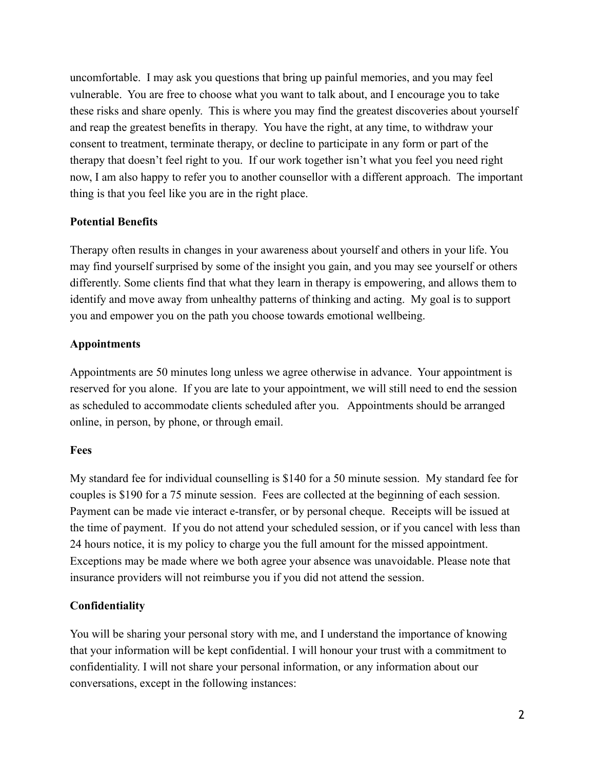uncomfortable. I may ask you questions that bring up painful memories, and you may feel vulnerable. You are free to choose what you want to talk about, and I encourage you to take these risks and share openly. This is where you may find the greatest discoveries about yourself and reap the greatest benefits in therapy. You have the right, at any time, to withdraw your consent to treatment, terminate therapy, or decline to participate in any form or part of the therapy that doesn't feel right to you. If our work together isn't what you feel you need right now, I am also happy to refer you to another counsellor with a different approach. The important thing is that you feel like you are in the right place.

**Potential Benefits**

Therapy often results in changes in your awareness about yourself and others in your life. You may find yourself surprised by some of the insight you gain, and you may see yourself or others differently. Some clients find that what they learn in therapy is empowering, and allows them to identify and move away from unhealthy patterns of thinking and acting. My goal is to support you and empower you on the path you choose towards emotional wellbeing.

**Appointments**

Appointments are 50 minutes long unless we agree otherwise in advance. Your appointment is reserved for you alone. If you are late to your appointment, we will still need to end the session as scheduled to accommodate clients scheduled after you. Appointments should be arranged online, in person, by phone, or through email.

**Fees**

My standard fee for individual counselling is $140 for a 50 minute session. My standard fee for couples is $190 for a 75 minute session. Fees are collected at the beginning of each session. Payment can be made vie interact e-transfer, or by personal cheque. Receipts will be issued at the time of payment. If you do not attend your scheduled session, or if you cancel with less than 24 hours notice, it is my policy to charge you the full amount for the missed appointment. Exceptions may be made where we both agree your absence was unavoidable. Please note that insurance providers will not reimburse you if you did not attend the session.

**Confidentiality**

You will be sharing your personal story with me, and I understand the importance of knowing that your information will be kept confidential. I will honour your trust with a commitment to confidentiality. I will not share your personal information, or any information about our conversations, except in the following instances: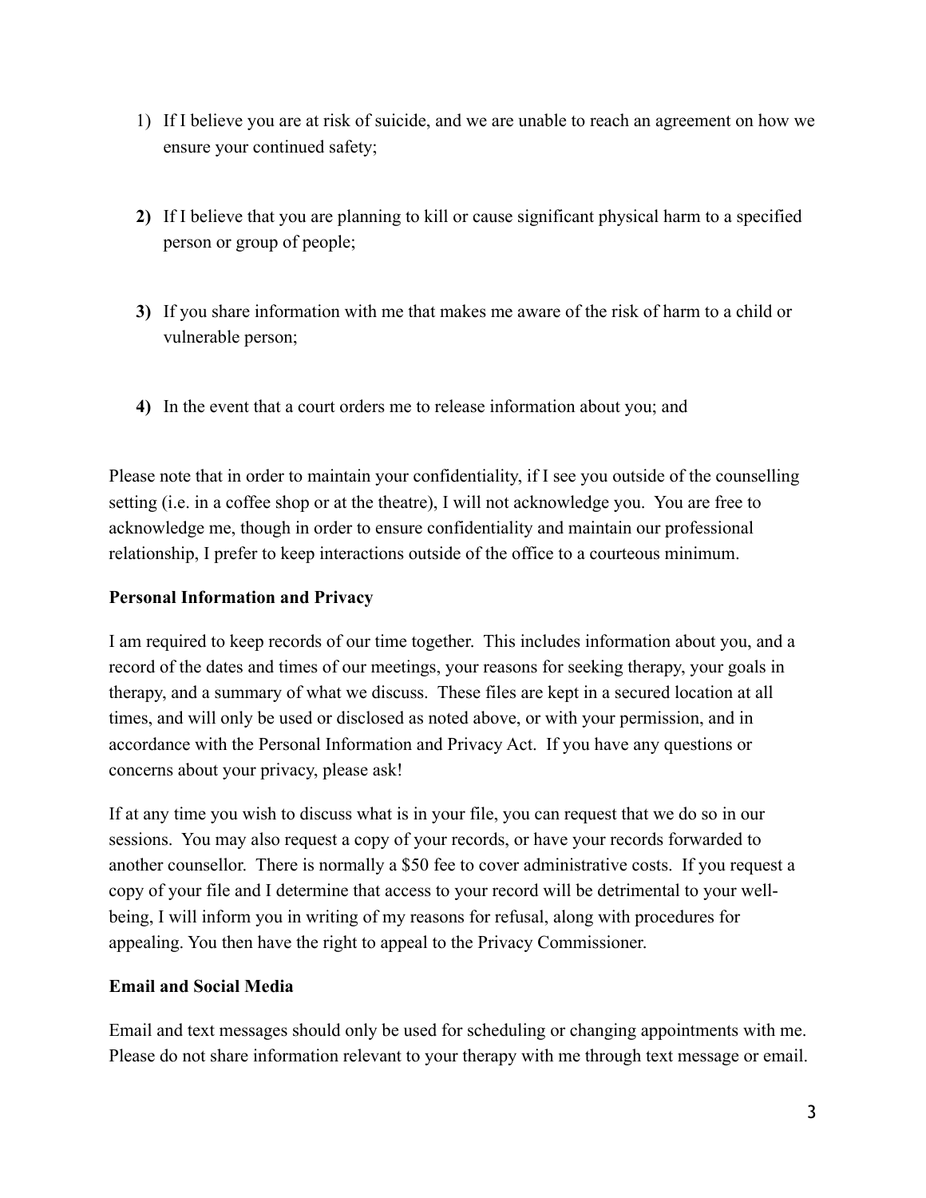1) If I believe you are at risk of suicide, and we are unable to reach an agreement on how we ensure your continued safety;

2) If I believe that you are planning to kill or cause significant physical harm to a specified person or group of people;

3) If you share information with me that makes me aware of the risk of harm to a child or vulnerable person;

4) In the event that a court orders me to release information about you; and

Please note that in order to maintain your confidentiality, if I see you outside of the counselling setting (i.e. in a coffee shop or at the theatre), I will not acknowledge you. You are free to acknowledge me, though in order to ensure confidentiality and maintain our professional relationship, I prefer to keep interactions outside of the office to a courteous minimum.

**Personal Information and Privacy**

I am required to keep records of our time together. This includes information about you, and a record of the dates and times of our meetings, your reasons for seeking therapy, your goals in therapy, and a summary of what we discuss. These files are kept in a secured location at all times, and will only be used or disclosed as noted above, or with your permission, and in accordance with the Personal Information and Privacy Act. If you have any questions or concerns about your privacy, please ask!

If at any time you wish to discuss what is in your file, you can request that we do so in our sessions. You may also request a copy of your records, or have your records forwarded to another counsellor. There is normally a $50 fee to cover administrative costs. If you request a copy of your file and I determine that access to your record will be detrimental to your well-being, I will inform you in writing of my reasons for refusal, along with procedures for appealing. You then have the right to appeal to the Privacy Commissioner.

**Email and Social Media**

Email and text messages should only be used for scheduling or changing appointments with me. Please do not share information relevant to your therapy with me through text message or email.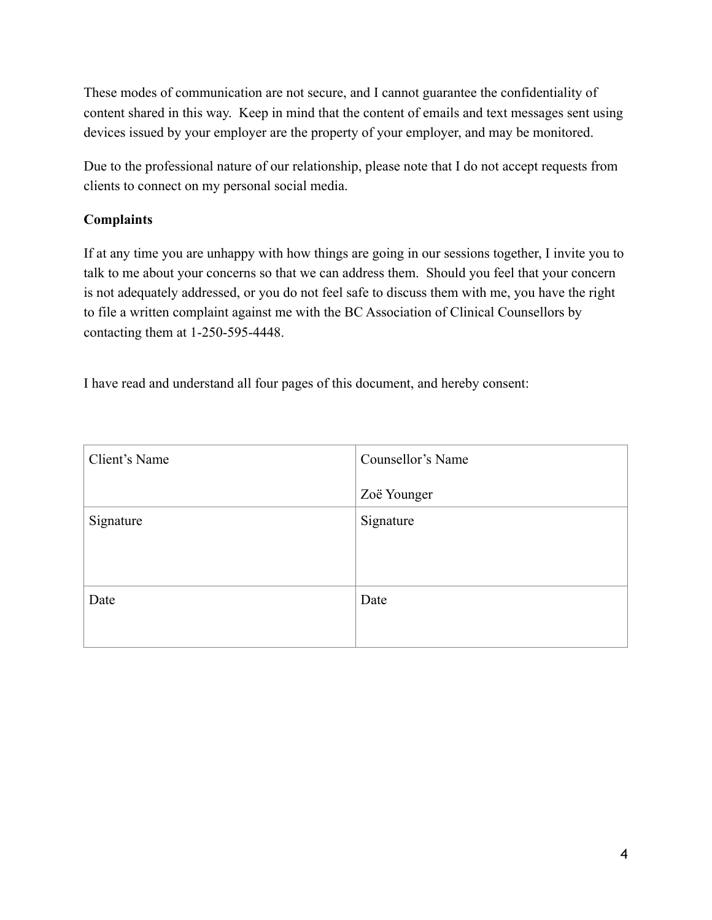These modes of communication are not secure, and I cannot guarantee the confidentiality of content shared in this way. Keep in mind that the content of emails and text messages sent using devices issued by your employer are the property of your employer, and may be monitored.

Due to the professional nature of our relationship, please note that I do not accept requests from clients to connect on my personal social media.

**Complaints**

If at any time you are unhappy with how things are going in our sessions together, I invite you to talk to me about your concerns so that we can address them. Should you feel that your concern is not adequately addressed, or you do not feel safe to discuss them with me, you have the right to file a written complaint against me with the BC Association of Clinical Counsellors by contacting them at 1-250-595-4448.

I have read and understand all four pages of this document, and hereby consent:

| | |
|---|---|
| Client's Name | Counsellor's Name<br><br>Zoë Younger |
| Signature | Signature |
| Date | Date |